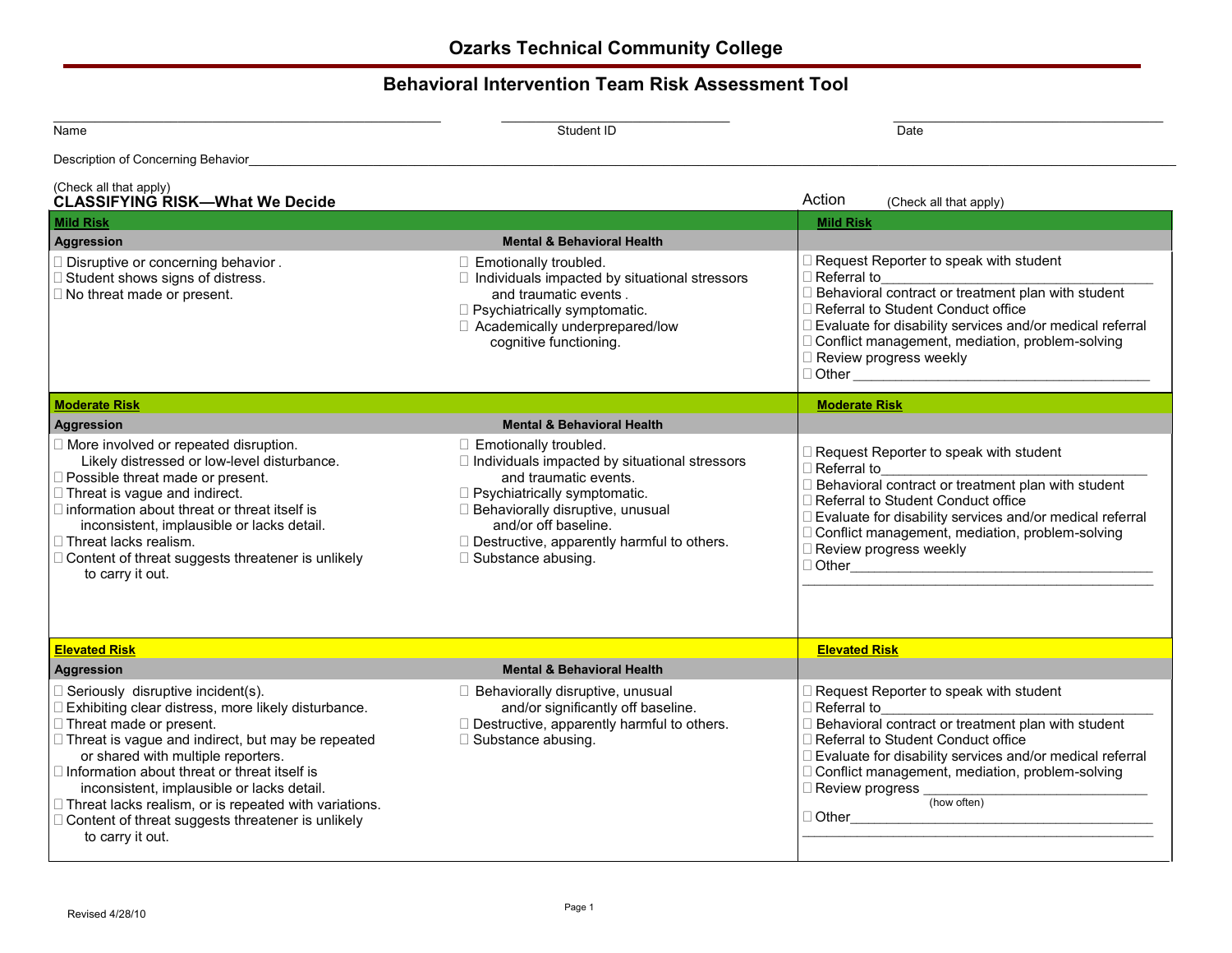# Ozarks Technical Community College

## Behavioral Intervention Team Risk Assessment Tool

Name ____________________ Student ID ____________________ Date ____________________

Description of Concerning Behavior ________________________________________

(Check all that apply)

**CLASSIFYING RISK—What We Decide**

Action (Check all that apply)

| **Mild Risk** | | **Mild Risk** |
|---|---|---|
| **Aggression** | **Mental & Behavioral Health** | |
| ☐ Disruptive or concerning behavior .<br>☐ Student shows signs of distress.<br>☐ No threat made or present. | ☐ Emotionally troubled.<br>☐ Individuals impacted by situational stressors and traumatic events .<br>☐ Psychiatrically symptomatic.<br>☐ Academically underprepared/low cognitive functioning. | ☐ Request Reporter to speak with student<br>☐ Referral to____________________<br>☐ Behavioral contract or treatment plan with student<br>☐ Referral to Student Conduct office<br>☐ Evaluate for disability services and/or medical referral<br>☐ Conflict management, mediation, problem-solving<br>☐ Review progress weekly<br>☐ Other ____________________ |
| **Moderate Risk** | | **Moderate Risk** |
| **Aggression** | **Mental & Behavioral Health** | |
| ☐ More involved or repeated disruption. Likely distressed or low-level disturbance.<br>☐ Possible threat made or present.<br>☐ Threat is vague and indirect.<br>☐ information about threat or threat itself is inconsistent, implausible or lacks detail.<br>☐ Threat lacks realism.<br>☐ Content of threat suggests threatener is unlikely to carry it out. | ☐ Emotionally troubled.<br>☐ Individuals impacted by situational stressors and traumatic events.<br>☐ Psychiatrically symptomatic.<br>☐ Behaviorally disruptive, unusual and/or off baseline.<br>☐ Destructive, apparently harmful to others.<br>☐ Substance abusing. | ☐ Request Reporter to speak with student<br>☐ Referral to____________________<br>☐ Behavioral contract or treatment plan with student<br>☐ Referral to Student Conduct office<br>☐ Evaluate for disability services and/or medical referral<br>☐ Conflict management, mediation, problem-solving<br>☐ Review progress weekly<br>☐ Other____________________<br>____________________ |
| **Elevated Risk** | | **Elevated Risk** |
| **Aggression** | **Mental & Behavioral Health** | |
| ☐ Seriously disruptive incident(s).<br>☐ Exhibiting clear distress, more likely disturbance.<br>☐ Threat made or present.<br>☐ Threat is vague and indirect, but may be repeated or shared with multiple reporters.<br>☐ Information about threat or threat itself is inconsistent, implausible or lacks detail.<br>☐ Threat lacks realism, or is repeated with variations.<br>☐ Content of threat suggests threatener is unlikely to carry it out. | ☐ Behaviorally disruptive, unusual and/or significantly off baseline.<br>☐ Destructive, apparently harmful to others.<br>☐ Substance abusing. | ☐ Request Reporter to speak with student<br>☐ Referral to____________________<br>☐ Behavioral contract or treatment plan with student<br>☐ Referral to Student Conduct office<br>☐ Evaluate for disability services and/or medical referral<br>☐ Conflict management, mediation, problem-solving<br>☐ Review progress ____________________ (how often)<br>☐ Other____________________<br>____________________ |

Revised 4/28/10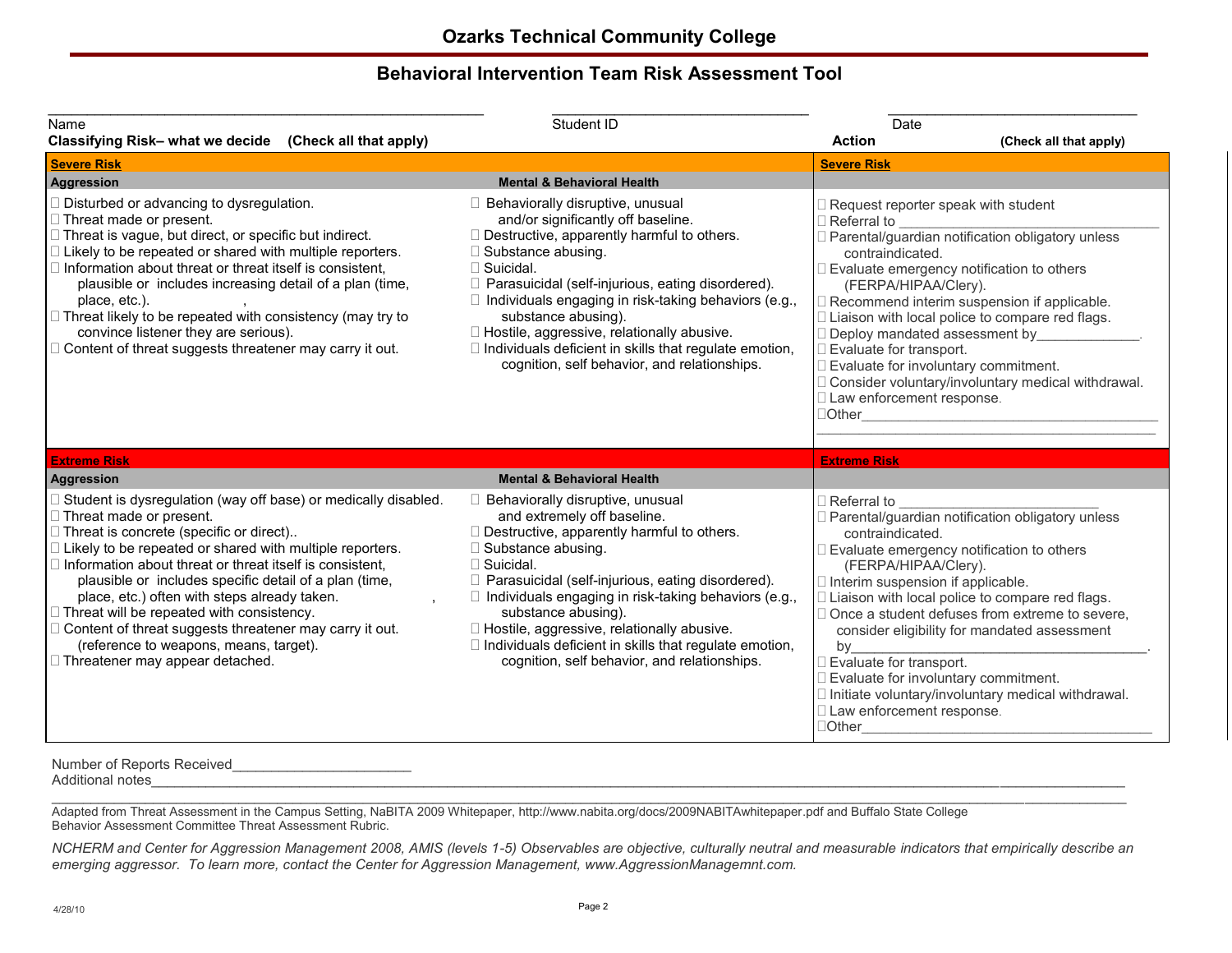## Ozarks Technical Community College

## Behavioral Intervention Team Risk Assessment Tool

Name \_\_\_\_\_\_\_\_\_\_\_\_\_\_\_\_\_\_\_\_\_\_\_\_\_\_\_\_\_\_\_\_\_\_ Student ID \_\_\_\_\_\_\_\_\_\_\_\_\_\_\_\_\_\_\_\_\_\_\_\_ Date \_\_\_\_\_\_\_\_\_\_\_\_\_\_\_\_\_\_\_\_\_\_\_\_

**Classifying Risk– what we decide (Check all that apply)** | **Action (Check all that apply)**

| **Severe Risk** | | **Severe Risk** |
|---|---|---|
| **Aggression** | **Mental & Behavioral Health** | |
| ☐ Disturbed or advancing to dysregulation.<br>☐ Threat made or present.<br>☐ Threat is vague, but direct, or specific but indirect.<br>☐ Likely to be repeated or shared with multiple reporters.<br>☐ Information about threat or threat itself is consistent, plausible or includes increasing detail of a plan (time, place, etc.).<br>☐ Threat likely to be repeated with consistency (may try to convince listener they are serious).<br>☐ Content of threat suggests threatener may carry it out. | ☐ Behaviorally disruptive, unusual and/or significantly off baseline.<br>☐ Destructive, apparently harmful to others.<br>☐ Substance abusing.<br>☐ Suicidal.<br>☐ Parasuicidal (self-injurious, eating disordered).<br>☐ Individuals engaging in risk-taking behaviors (e.g., substance abusing).<br>☐ Hostile, aggressive, relationally abusive.<br>☐ Individuals deficient in skills that regulate emotion, cognition, self behavior, and relationships. | ☐ Request reporter speak with student<br>☐ Referral to \_\_\_\_\_\_\_\_\_\_\_\_\_\_\_\_\_\_\_\_<br>☐ Parental/guardian notification obligatory unless contraindicated.<br>☐ Evaluate emergency notification to others (FERPA/HIPAA/Clery).<br>☐ Recommend interim suspension if applicable.<br>☐ Liaison with local police to compare red flags.<br>☐ Deploy mandated assessment by\_\_\_\_\_\_\_\_\_\_\_\_\_.<br>☐ Evaluate for transport.<br>☐ Evaluate for involuntary commitment.<br>☐ Consider voluntary/involuntary medical withdrawal.<br>☐ Law enforcement response.<br>☐Other\_\_\_\_\_\_\_\_\_\_\_\_\_\_\_\_\_\_\_\_\_\_\_\_\_\_\_\_\_\_ |
| **Extreme Risk** | | **Extreme Risk** |
| **Aggression** | **Mental & Behavioral Health** | |
| ☐ Student is dysregulation (way off base) or medically disabled.<br>☐ Threat made or present.<br>☐ Threat is concrete (specific or direct)..<br>☐ Likely to be repeated or shared with multiple reporters.<br>☐ Information about threat or threat itself is consistent, plausible or includes specific detail of a plan (time, place, etc.) often with steps already taken.<br>☐ Threat will be repeated with consistency.<br>☐ Content of threat suggests threatener may carry it out. (reference to weapons, means, target).<br>☐ Threatener may appear detached. | ☐ Behaviorally disruptive, unusual and extremely off baseline.<br>☐ Destructive, apparently harmful to others.<br>☐ Substance abusing.<br>☐ Suicidal.<br>☐ Parasuicidal (self-injurious, eating disordered).<br>☐ Individuals engaging in risk-taking behaviors (e.g., substance abusing).<br>☐ Hostile, aggressive, relationally abusive.<br>☐ Individuals deficient in skills that regulate emotion, cognition, self behavior, and relationships. | ☐ Referral to \_\_\_\_\_\_\_\_\_\_\_\_\_\_\_\_\_\_\_\_<br>☐ Parental/guardian notification obligatory unless contraindicated.<br>☐ Evaluate emergency notification to others (FERPA/HIPAA/Clery).<br>☐ Interim suspension if applicable.<br>☐ Liaison with local police to compare red flags.<br>☐ Once a student defuses from extreme to severe, consider eligibility for mandated assessment by\_\_\_\_\_\_\_\_\_\_\_\_\_\_\_\_\_\_\_\_\_\_\_\_.<br>☐ Evaluate for transport.<br>☐ Evaluate for involuntary commitment.<br>☐ Initiate voluntary/involuntary medical withdrawal.<br>☐ Law enforcement response.<br>☐Other\_\_\_\_\_\_\_\_\_\_\_\_\_\_\_\_\_\_\_\_\_\_\_\_\_\_\_\_\_\_ |

Number of Reports Received\_\_\_\_\_\_\_\_\_\_\_\_\_\_\_\_\_\_\_\_\_\_

Additional notes\_\_\_\_\_\_\_\_\_\_\_\_\_\_\_\_\_\_\_\_\_\_\_\_\_\_\_\_\_\_\_\_\_\_\_\_\_\_\_\_\_\_\_\_\_\_\_\_\_\_\_\_\_\_\_\_\_\_\_\_\_\_\_\_\_\_\_\_\_\_\_\_\_\_\_\_

Adapted from Threat Assessment in the Campus Setting, NaBITA 2009 Whitepaper, http://www.nabita.org/docs/2009NABITAwhitepaper.pdf and Buffalo State College Behavior Assessment Committee Threat Assessment Rubric.

*NCHERM and Center for Aggression Management 2008, AMIS (levels 1-5) Observables are objective, culturally neutral and measurable indicators that empirically describe an emerging aggressor. To learn more, contact the Center for Aggression Management, www.AggressionManagemnt.com.*

4/28/10